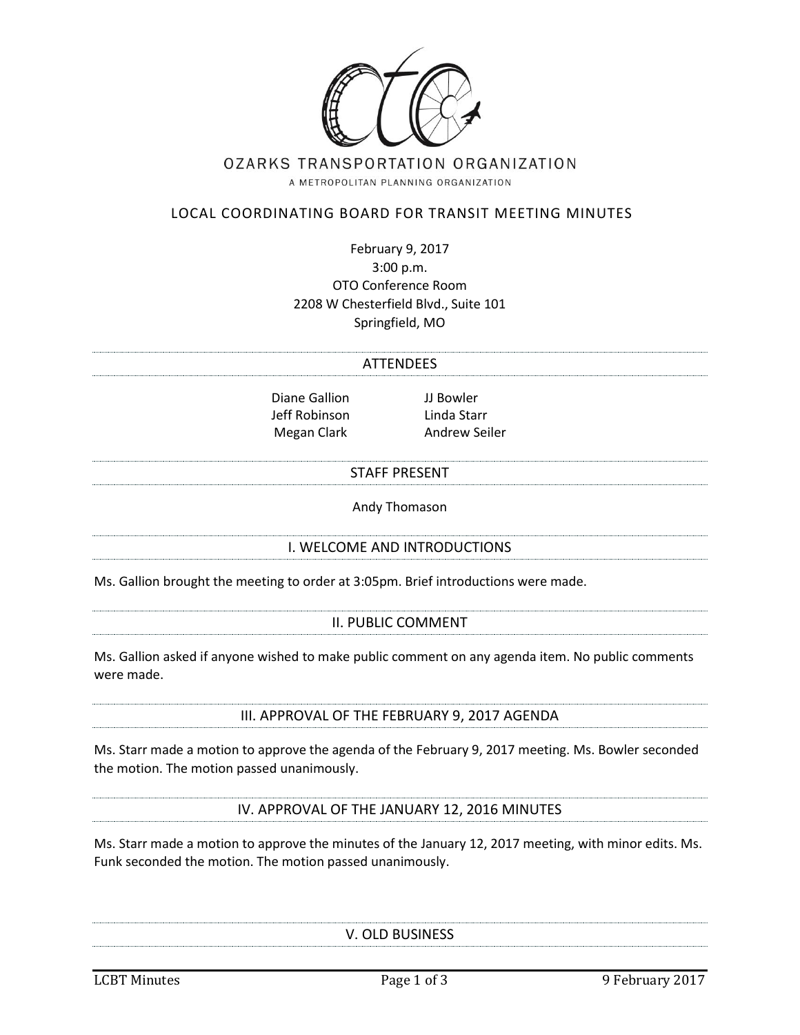OZARKS TRANSPORTATION ORGANIZATION

A METROPOLITAN PLANNING ORGANIZATION

# LOCAL COORDINATING BOARD FOR TRANSIT MEETING MINUTES

February 9, 2017
3:00 p.m.
OTO Conference Room
2208 W Chesterfield Blvd., Suite 101
Springfield, MO

## ATTENDEES

Diane Gallion
Jeff Robinson
Megan Clark
JJ Bowler
Linda Starr
Andrew Seiler

## STAFF PRESENT

Andy Thomason

## I. WELCOME AND INTRODUCTIONS

Ms. Gallion brought the meeting to order at 3:05pm. Brief introductions were made.

## II. PUBLIC COMMENT

Ms. Gallion asked if anyone wished to make public comment on any agenda item. No public comments were made.

## III. APPROVAL OF THE FEBRUARY 9, 2017 AGENDA

Ms. Starr made a motion to approve the agenda of the February 9, 2017 meeting. Ms. Bowler seconded the motion. The motion passed unanimously.

## IV. APPROVAL OF THE JANUARY 12, 2016 MINUTES

Ms. Starr made a motion to approve the minutes of the January 12, 2017 meeting, with minor edits. Ms. Funk seconded the motion. The motion passed unanimously.

## V. OLD BUSINESS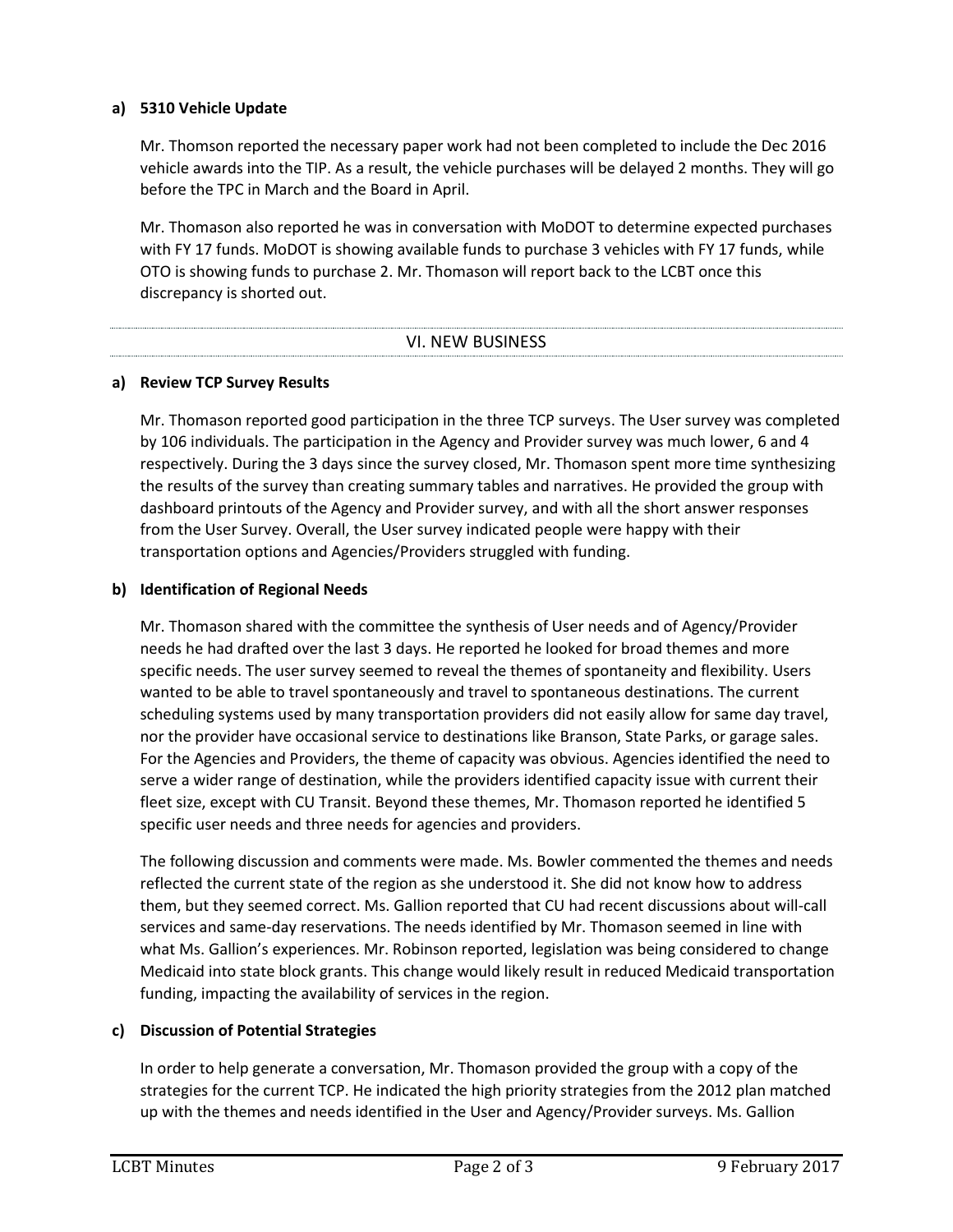**a) 5310 Vehicle Update**

Mr. Thomson reported the necessary paper work had not been completed to include the Dec 2016 vehicle awards into the TIP. As a result, the vehicle purchases will be delayed 2 months. They will go before the TPC in March and the Board in April.

Mr. Thomason also reported he was in conversation with MoDOT to determine expected purchases with FY 17 funds. MoDOT is showing available funds to purchase 3 vehicles with FY 17 funds, while OTO is showing funds to purchase 2. Mr. Thomason will report back to the LCBT once this discrepancy is shorted out.

## VI. NEW BUSINESS

**a) Review TCP Survey Results**

Mr. Thomason reported good participation in the three TCP surveys. The User survey was completed by 106 individuals. The participation in the Agency and Provider survey was much lower, 6 and 4 respectively. During the 3 days since the survey closed, Mr. Thomason spent more time synthesizing the results of the survey than creating summary tables and narratives. He provided the group with dashboard printouts of the Agency and Provider survey, and with all the short answer responses from the User Survey. Overall, the User survey indicated people were happy with their transportation options and Agencies/Providers struggled with funding.

**b) Identification of Regional Needs**

Mr. Thomason shared with the committee the synthesis of User needs and of Agency/Provider needs he had drafted over the last 3 days. He reported he looked for broad themes and more specific needs. The user survey seemed to reveal the themes of spontaneity and flexibility. Users wanted to be able to travel spontaneously and travel to spontaneous destinations. The current scheduling systems used by many transportation providers did not easily allow for same day travel, nor the provider have occasional service to destinations like Branson, State Parks, or garage sales. For the Agencies and Providers, the theme of capacity was obvious. Agencies identified the need to serve a wider range of destination, while the providers identified capacity issue with current their fleet size, except with CU Transit. Beyond these themes, Mr. Thomason reported he identified 5 specific user needs and three needs for agencies and providers.

The following discussion and comments were made. Ms. Bowler commented the themes and needs reflected the current state of the region as she understood it. She did not know how to address them, but they seemed correct. Ms. Gallion reported that CU had recent discussions about will-call services and same-day reservations. The needs identified by Mr. Thomason seemed in line with what Ms. Gallion's experiences. Mr. Robinson reported, legislation was being considered to change Medicaid into state block grants. This change would likely result in reduced Medicaid transportation funding, impacting the availability of services in the region.

**c) Discussion of Potential Strategies**

In order to help generate a conversation, Mr. Thomason provided the group with a copy of the strategies for the current TCP. He indicated the high priority strategies from the 2012 plan matched up with the themes and needs identified in the User and Agency/Provider surveys. Ms. Gallion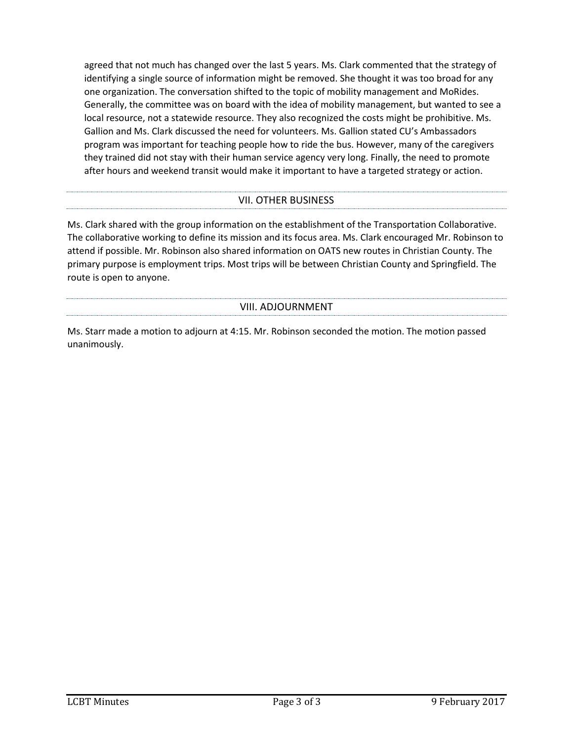agreed that not much has changed over the last 5 years. Ms. Clark commented that the strategy of identifying a single source of information might be removed. She thought it was too broad for any one organization. The conversation shifted to the topic of mobility management and MoRides. Generally, the committee was on board with the idea of mobility management, but wanted to see a local resource, not a statewide resource. They also recognized the costs might be prohibitive. Ms. Gallion and Ms. Clark discussed the need for volunteers. Ms. Gallion stated CU's Ambassadors program was important for teaching people how to ride the bus. However, many of the caregivers they trained did not stay with their human service agency very long. Finally, the need to promote after hours and weekend transit would make it important to have a targeted strategy or action.

## VII. OTHER BUSINESS

Ms. Clark shared with the group information on the establishment of the Transportation Collaborative. The collaborative working to define its mission and its focus area. Ms. Clark encouraged Mr. Robinson to attend if possible. Mr. Robinson also shared information on OATS new routes in Christian County. The primary purpose is employment trips. Most trips will be between Christian County and Springfield. The route is open to anyone.

## VIII. ADJOURNMENT

Ms. Starr made a motion to adjourn at 4:15. Mr. Robinson seconded the motion. The motion passed unanimously.